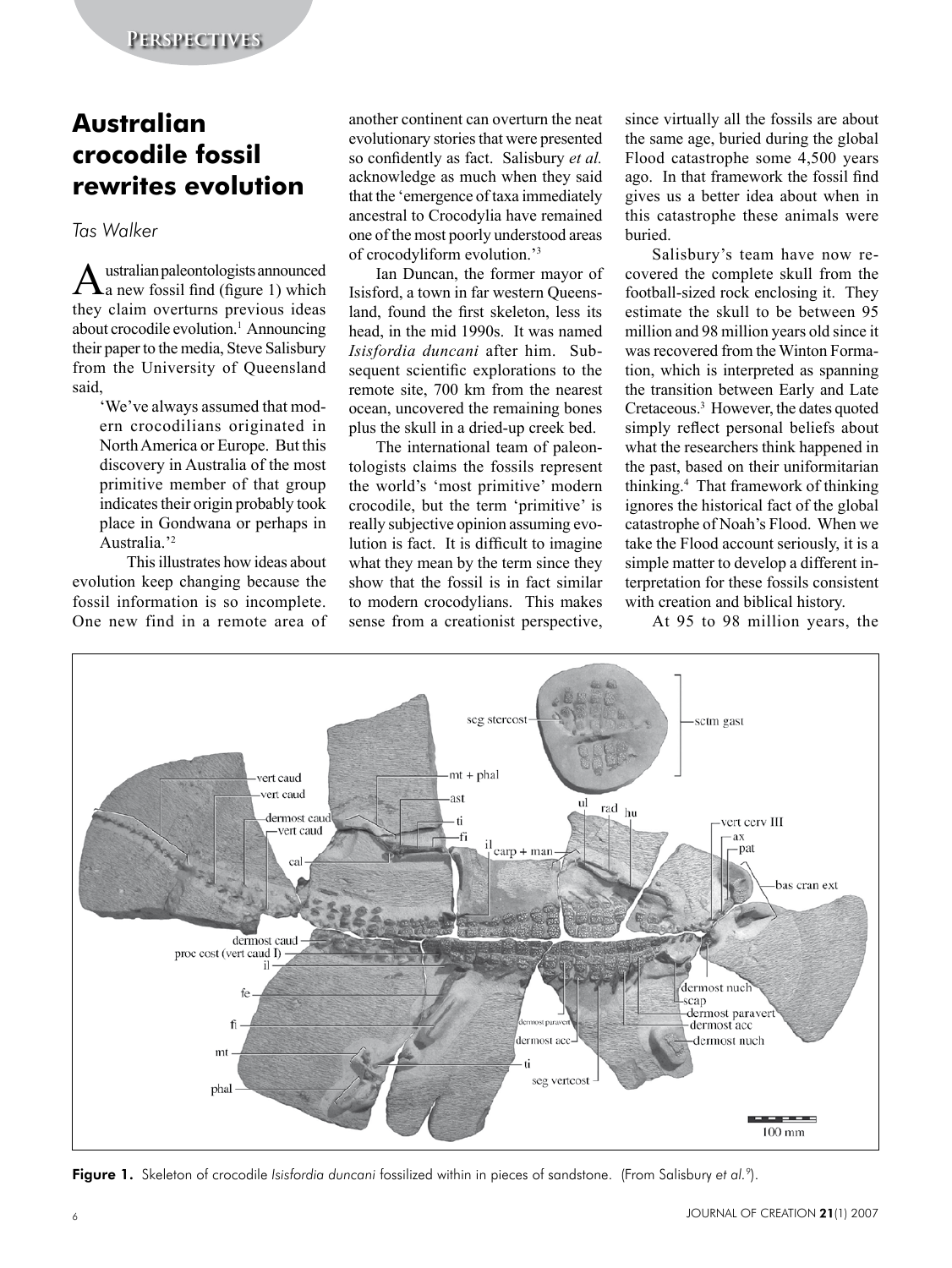# Australian crocodile fossil rewrites evolution

*Tas Walker*

Australian paleontologists announced a new fossil find (figure 1) which they claim overturns previous ideas about crocodile evolution.[1] Announcing their paper to the media, Steve Salisbury from the University of Queensland said,

> 'We've always assumed that modern crocodilians originated in North America or Europe. But this discovery in Australia of the most primitive member of that group indicates their origin probably took place in Gondwana or perhaps in Australia.'[2]

This illustrates how ideas about evolution keep changing because the fossil information is so incomplete. One new find in a remote area of another continent can overturn the neat evolutionary stories that were presented so confidently as fact. Salisbury *et al.* acknowledge as much when they said that the 'emergence of taxa immediately ancestral to Crocodylia have remained one of the most poorly understood areas of crocodyliform evolution.'[3]

Ian Duncan, the former mayor of Isisford, a town in far western Queensland, found the first skeleton, less its head, in the mid 1990s. It was named *Isisfordia duncani* after him. Subsequent scientific explorations to the remote site, 700 km from the nearest ocean, uncovered the remaining bones plus the skull in a dried-up creek bed.

The international team of paleontologists claims the fossils represent the world's 'most primitive' modern crocodile, but the term 'primitive' is really subjective opinion assuming evolution is fact. It is difficult to imagine what they mean by the term since they show that the fossil is in fact similar to modern crocodylians. This makes sense from a creationist perspective, since virtually all the fossils are about the same age, buried during the global Flood catastrophe some 4,500 years ago. In that framework the fossil find gives us a better idea about when in this catastrophe these animals were buried.

Salisbury's team have now recovered the complete skull from the football-sized rock enclosing it. They estimate the skull to be between 95 million and 98 million years old since it was recovered from the Winton Formation, which is interpreted as spanning the transition between Early and Late Cretaceous.[3] However, the dates quoted simply reflect personal beliefs about what the researchers think happened in the past, based on their uniformitarian thinking.[4] That framework of thinking ignores the historical fact of the global catastrophe of Noah's Flood. When we take the Flood account seriously, it is a simple matter to develop a different interpretation for these fossils consistent with creation and biblical history.

At 95 to 98 million years, the

**Figure 1.** Skeleton of crocodile *Isisfordia duncani* fossilized within in pieces of sandstone. (From Salisbury *et al.*[9]).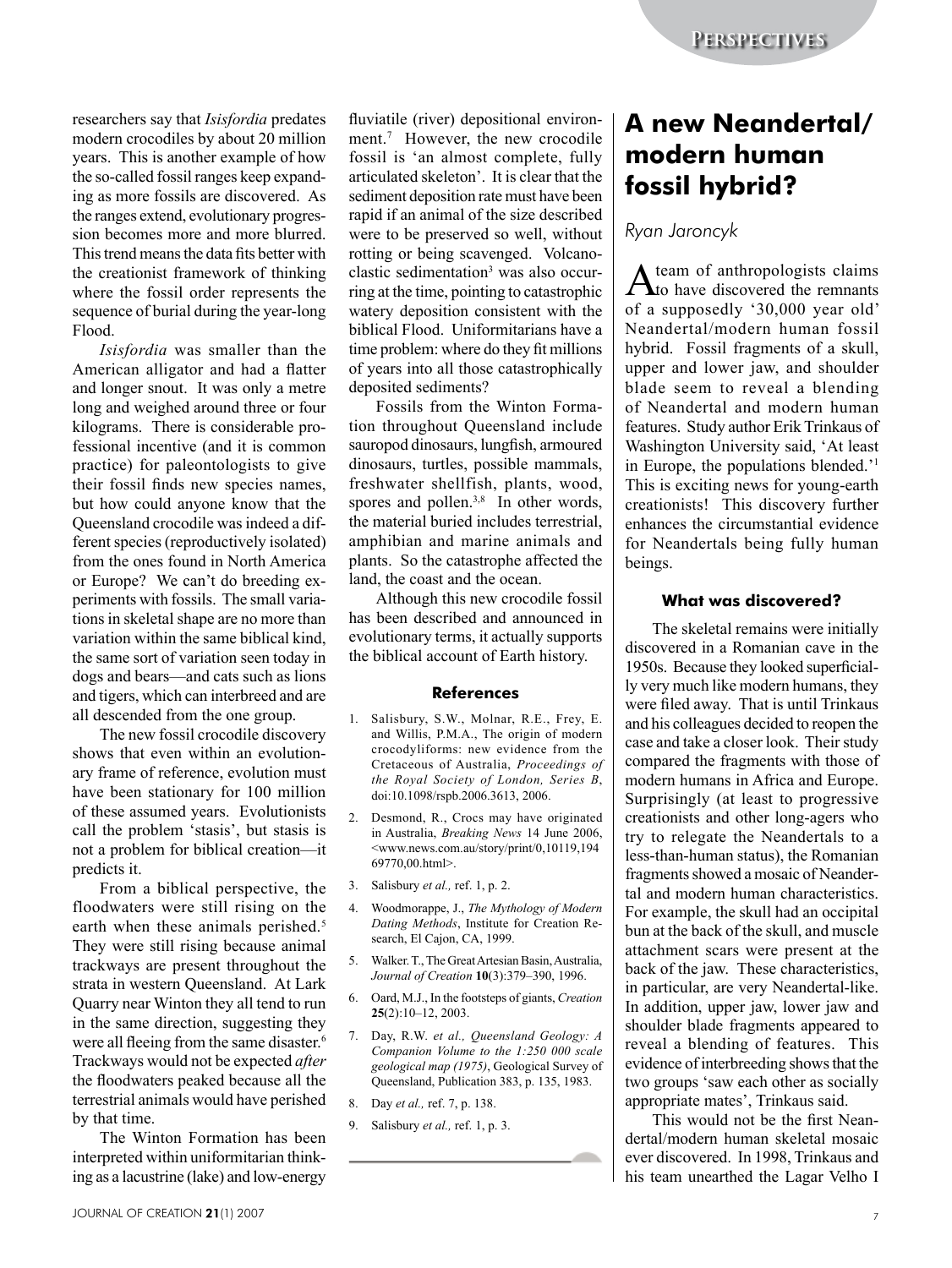researchers say that *Isisfordia* predates modern crocodiles by about 20 million years. This is another example of how the so-called fossil ranges keep expanding as more fossils are discovered. As the ranges extend, evolutionary progression becomes more and more blurred. This trend means the data fits better with the creationist framework of thinking where the fossil order represents the sequence of burial during the year-long Flood.

*Isisfordia* was smaller than the American alligator and had a flatter and longer snout. It was only a metre long and weighed around three or four kilograms. There is considerable professional incentive (and it is common practice) for paleontologists to give their fossil finds new species names, but how could anyone know that the Queensland crocodile was indeed a different species (reproductively isolated) from the ones found in North America or Europe? We can't do breeding experiments with fossils. The small variations in skeletal shape are no more than variation within the same biblical kind, the same sort of variation seen today in dogs and bears—and cats such as lions and tigers, which can interbreed and are all descended from the one group.

The new fossil crocodile discovery shows that even within an evolutionary frame of reference, evolution must have been stationary for 100 million of these assumed years. Evolutionists call the problem 'stasis', but stasis is not a problem for biblical creation—it predicts it.

From a biblical perspective, the floodwaters were still rising on the earth when these animals perished.[5] They were still rising because animal trackways are present throughout the strata in western Queensland. At Lark Quarry near Winton they all tend to run in the same direction, suggesting they were all fleeing from the same disaster.[6] Trackways would not be expected *after* the floodwaters peaked because all the terrestrial animals would have perished by that time.

The Winton Formation has been interpreted within uniformitarian thinking as a lacustrine (lake) and low-energy fluviatile (river) depositional environment.[7] However, the new crocodile fossil is 'an almost complete, fully articulated skeleton'. It is clear that the sediment deposition rate must have been rapid if an animal of the size described were to be preserved so well, without rotting or being scavenged. Volcanoclastic sedimentation[3] was also occurring at the time, pointing to catastrophic watery deposition consistent with the biblical Flood. Uniformitarians have a time problem: where do they fit millions of years into all those catastrophically deposited sediments?

Fossils from the Winton Formation throughout Queensland include sauropod dinosaurs, lungfish, armoured dinosaurs, turtles, possible mammals, freshwater shellfish, plants, wood, spores and pollen.[3,8] In other words, the material buried includes terrestrial, amphibian and marine animals and plants. So the catastrophe affected the land, the coast and the ocean.

Although this new crocodile fossil has been described and announced in evolutionary terms, it actually supports the biblical account of Earth history.

#### References

1. Salisbury, S.W., Molnar, R.E., Frey, E. and Willis, P.M.A., The origin of modern crocodyliforms: new evidence from the Cretaceous of Australia, *Proceedings of the Royal Society of London, Series B*, doi:10.1098/rspb.2006.3613, 2006.
2. Desmond, R., Crocs may have originated in Australia, *Breaking News* 14 June 2006, <www.news.com.au/story/print/0,10119,19469770,00.html>.
3. Salisbury *et al.,* ref. 1, p. 2.
4. Woodmorappe, J., *The Mythology of Modern Dating Methods*, Institute for Creation Research, El Cajon, CA, 1999.
5. Walker. T., The Great Artesian Basin, Australia, *Journal of Creation* **10**(3):379–390, 1996.
6. Oard, M.J., In the footsteps of giants, *Creation* **25**(2):10–12, 2003.
7. Day, R.W. *et al., Queensland Geology: A Companion Volume to the 1:250 000 scale geological map (1975)*, Geological Survey of Queensland, Publication 383, p. 135, 1983.
8. Day *et al.,* ref. 7, p. 138.
9. Salisbury *et al.,* ref. 1, p. 3.

# A new Neandertal/modern human fossil hybrid?

*Ryan Jaroncyk*

A team of anthropologists claims to have discovered the remnants of a supposedly '30,000 year old' Neandertal/modern human fossil hybrid. Fossil fragments of a skull, upper and lower jaw, and shoulder blade seem to reveal a blending of Neandertal and modern human features. Study author Erik Trinkaus of Washington University said, 'At least in Europe, the populations blended.'[1] This is exciting news for young-earth creationists! This discovery further enhances the circumstantial evidence for Neandertals being fully human beings.

#### What was discovered?

The skeletal remains were initially discovered in a Romanian cave in the 1950s. Because they looked superficially very much like modern humans, they were filed away. That is until Trinkaus and his colleagues decided to reopen the case and take a closer look. Their study compared the fragments with those of modern humans in Africa and Europe. Surprisingly (at least to progressive creationists and other long-agers who try to relegate the Neandertals to a less-than-human status), the Romanian fragments showed a mosaic of Neandertal and modern human characteristics. For example, the skull had an occipital bun at the back of the skull, and muscle attachment scars were present at the back of the jaw. These characteristics, in particular, are very Neandertal-like. In addition, upper jaw, lower jaw and shoulder blade fragments appeared to reveal a blending of features. This evidence of interbreeding shows that the two groups 'saw each other as socially appropriate mates', Trinkaus said.

This would not be the first Neandertal/modern human skeletal mosaic ever discovered. In 1998, Trinkaus and his team unearthed the Lagar Velho I